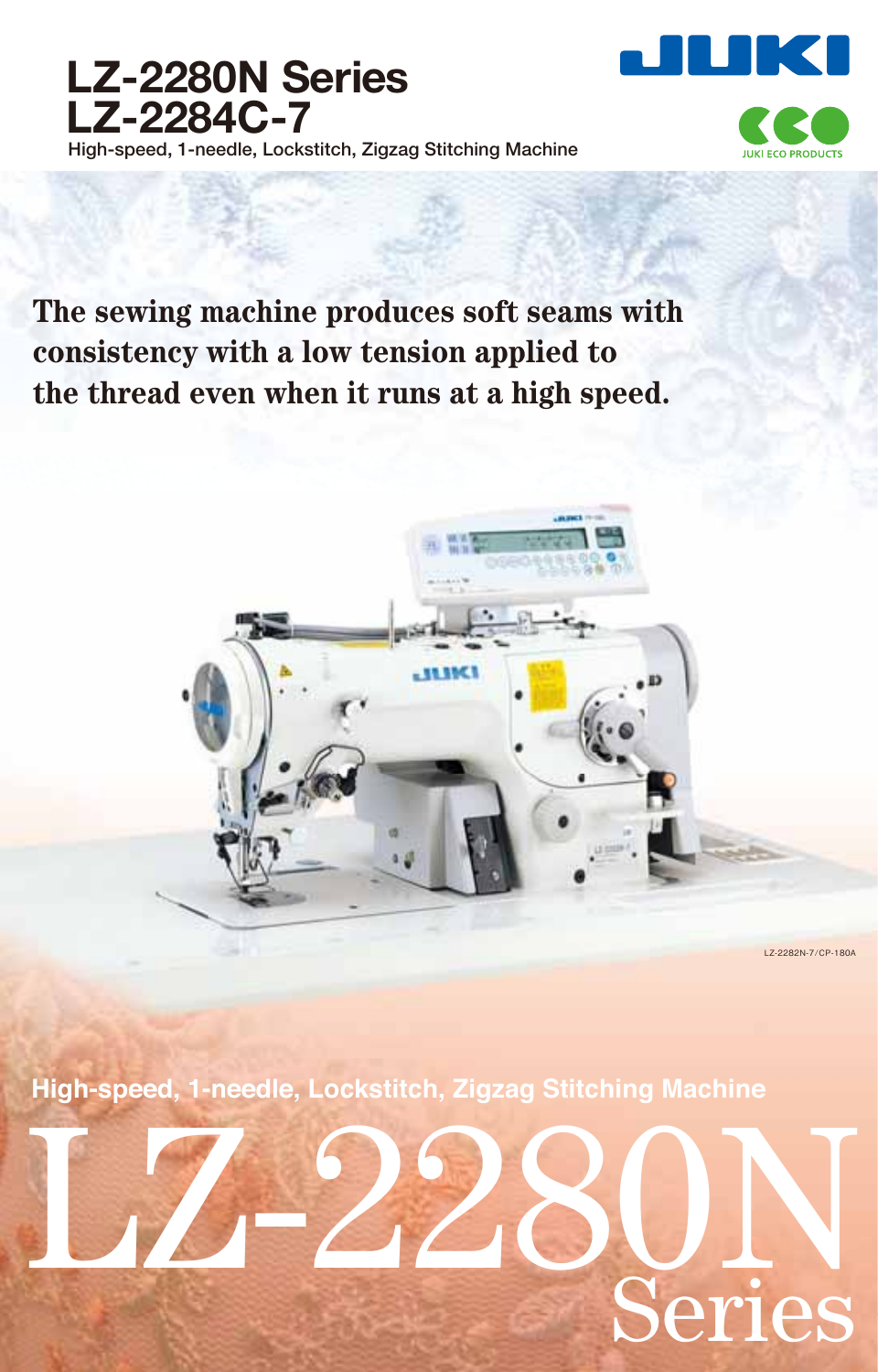# LZ-2280N Series
# LZ-2284C-7

High-speed, 1-needle, Lockstitch, Zigzag Stitching Machine

JUKI ECO PRODUCTS

**The sewing machine produces soft seams with consistency with a low tension applied to the thread even when it runs at a high speed.**

LZ-2282N-7/CP-180A

High-speed, 1-needle, Lockstitch, Zigzag Stitching Machine

# LZ-2280N Series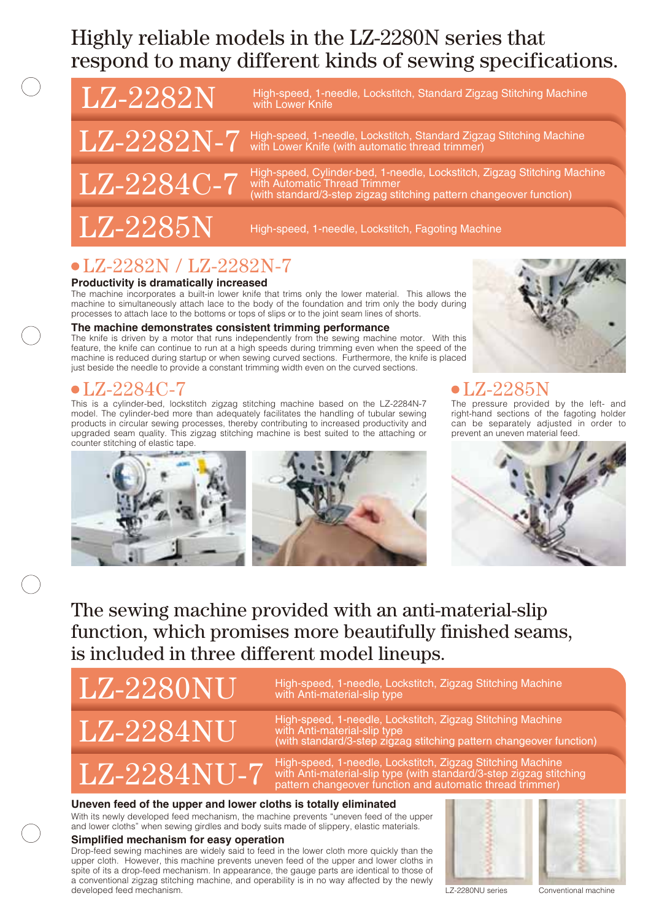# Highly reliable models in the LZ-2280N series that respond to many different kinds of sewing specifications.

| Model | Description |
|---|---|
| LZ-2282N | High-speed, 1-needle, Lockstitch, Standard Zigzag Stitching Machine with Lower Knife |
| LZ-2282N-7 | High-speed, 1-needle, Lockstitch, Standard Zigzag Stitching Machine with Lower Knife (with automatic thread trimmer) |
| LZ-2284C-7 | High-speed, Cylinder-bed, 1-needle, Lockstitch, Zigzag Stitching Machine with Automatic Thread Trimmer (with standard/3-step zigzag stitching pattern changeover function) |
| LZ-2285N | High-speed, 1-needle, Lockstitch, Fagoting Machine |

## ● LZ-2282N / LZ-2282N-7

**Productivity is dramatically increased**

The machine incorporates a built-in lower knife that trims only the lower material. This allows the machine to simultaneously attach lace to the body of the foundation and trim only the body during processes to attach lace to the bottoms or tops of slips or to the joint seam lines of shorts.

**The machine demonstrates consistent trimming performance**

The knife is driven by a motor that runs independently from the sewing machine motor. With this feature, the knife can continue to run at a high speeds during trimming even when the speed of the machine is reduced during startup or when sewing curved sections. Furthermore, the knife is placed just beside the needle to provide a constant trimming width even on the curved sections.

## ● LZ-2284C-7

This is a cylinder-bed, lockstitch zigzag stitching machine based on the LZ-2284N-7 model. The cylinder-bed more than adequately facilitates the handling of tubular sewing products in circular sewing processes, thereby contributing to increased productivity and upgraded seam quality. This zigzag stitching machine is best suited to the attaching or counter stitching of elastic tape.

## ● LZ-2285N

The pressure provided by the left- and right-hand sections of the fagoting holder can be separately adjusted in order to prevent an uneven material feed.

# The sewing machine provided with an anti-material-slip function, which promises more beautifully finished seams, is included in three different model lineups.

| Model | Description |
|---|---|
| LZ-2280NU | High-speed, 1-needle, Lockstitch, Zigzag Stitching Machine with Anti-material-slip type |
| LZ-2284NU | High-speed, 1-needle, Lockstitch, Zigzag Stitching Machine with Anti-material-slip type (with standard/3-step zigzag stitching pattern changeover function) |
| LZ-2284NU-7 | High-speed, 1-needle, Lockstitch, Zigzag Stitching Machine with Anti-material-slip type (with standard/3-step zigzag stitching pattern changeover function and automatic thread trimmer) |

**Uneven feed of the upper and lower cloths is totally eliminated**

With its newly developed feed mechanism, the machine prevents "uneven feed of the upper and lower cloths" when sewing girdles and body suits made of slippery, elastic materials.

**Simplified mechanism for easy operation**

Drop-feed sewing machines are widely said to feed in the lower cloth more quickly than the upper cloth. However, this machine prevents uneven feed of the upper and lower cloths in spite of its a drop-feed mechanism. In appearance, the gauge parts are identical to those of a conventional zigzag stitching machine, and operability is in no way affected by the newly developed feed mechanism.

LZ-2280NU series

Conventional machine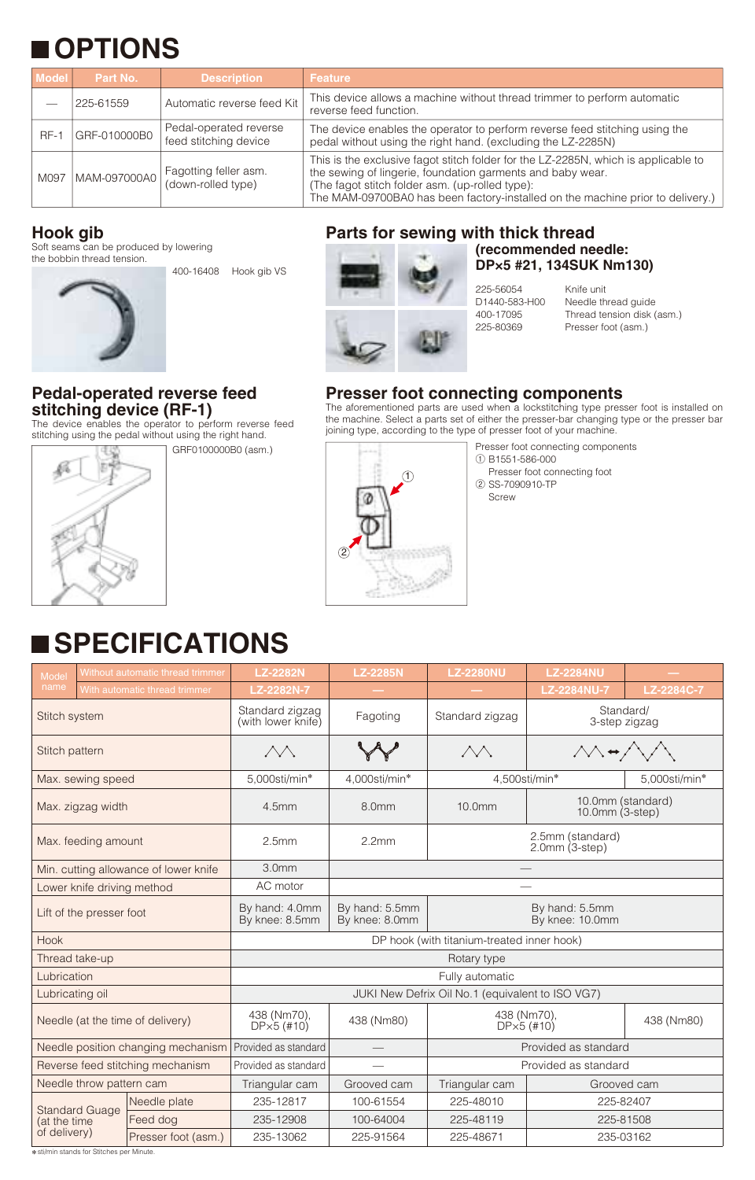# OPTIONS

| Model | Part No. | Description | Feature |
|---|---|---|---|
| — | 225-61559 | Automatic reverse feed Kit | This device allows a machine without thread trimmer to perform automatic reverse feed function. |
| RF-1 | GRF-010000B0 | Pedal-operated reverse feed stitching device | The device enables the operator to perform reverse feed stitching using the pedal without using the right hand. (excluding the LZ-2285N) |
| M097 | MAM-097000A0 | Fagotting feller asm. (down-rolled type) | This is the exclusive fagot stitch folder for the LZ-2285N, which is applicable to the sewing of lingerie, foundation garments and baby wear. (The fagot stitch folder asm. (up-rolled type): The MAM-09700BA0 has been factory-installed on the machine prior to delivery.) |

## Hook gib

Soft seams can be produced by lowering the bobbin thread tension.

400-16408 Hook gib VS

## Parts for sewing with thick thread

**(recommended needle: DP×5 #21, 134SUK Nm130)**

225-56054 Knife unit
D1440-583-H00 Needle thread guide
400-17095 Thread tension disk (asm.)
225-80369 Presser foot (asm.)

## Pedal-operated reverse feed stitching device (RF-1)

The device enables the operator to perform reverse feed stitching using the pedal without using the right hand.

GRF0100000B0 (asm.)

## Presser foot connecting components

The aforementioned parts are used when a lockstitching type presser foot is installed on the machine. Select a parts set of either the presser-bar changing type or the presser bar joining type, according to the type of presser foot of your machine.

Presser foot connecting components
① B1551-586-000
Presser foot connecting foot
② SS-7090910-TP
Screw

# SPECIFICATIONS

| Model name | | LZ-2282N | LZ-2285N | LZ-2280NU | LZ-2284NU | — |
|---|---|---|---|---|---|---|
| | With automatic thread trimmer | LZ-2282N-7 | — | — | LZ-2284NU-7 | LZ-2284C-7 |
| Stitch system | | Standard zigzag (with lower knife) | Fagoting | Standard zigzag | Standard/ 3-step zigzag | |
| Stitch pattern | | | | | | |
| Max. sewing speed | | 5,000sti/min* | 4,000sti/min* | 4,500sti/min* | | 5,000sti/min* |
| Max. zigzag width | | 4.5mm | 8.0mm | 10.0mm | 10.0mm (standard) 10.0mm (3-step) | |
| Max. feeding amount | | 2.5mm | 2.2mm | 2.5mm (standard) 2.0mm (3-step) | | |
| Min. cutting allowance of lower knife | | 3.0mm | — | | | |
| Lower knife driving method | | AC motor | — | | | |
| Lift of the presser foot | | By hand: 4.0mm By knee: 8.5mm | By hand: 5.5mm By knee: 8.0mm | By hand: 5.5mm By knee: 10.0mm | | |
| Hook | | DP hook (with titanium-treated inner hook) | | | | |
| Thread take-up | | Rotary type | | | | |
| Lubrication | | Fully automatic | | | | |
| Lubricating oil | | JUKI New Defrix Oil No.1 (equivalent to ISO VG7) | | | | |
| Needle (at the time of delivery) | | 438 (Nm70), DP×5 (#10) | 438 (Nm80) | 438 (Nm70), DP×5 (#10) | | 438 (Nm80) |
| Needle position changing mechanism | | Provided as standard | — | Provided as standard | | |
| Reverse feed stitching mechanism | | Provided as standard | — | Provided as standard | | |
| Needle throw pattern cam | | Triangular cam | Grooved cam | Triangular cam | Grooved cam | |
| Standard Guage (at the time of delivery) | Needle plate | 235-12817 | 100-61554 | 225-48010 | 225-82407 | |
| | Feed dog | 235-12908 | 100-64004 | 225-48119 | 225-81508 | |
| | Presser foot (asm.) | 235-13062 | 225-91564 | 225-48671 | 235-03162 | |

* sti/min stands for Stitches per Minute.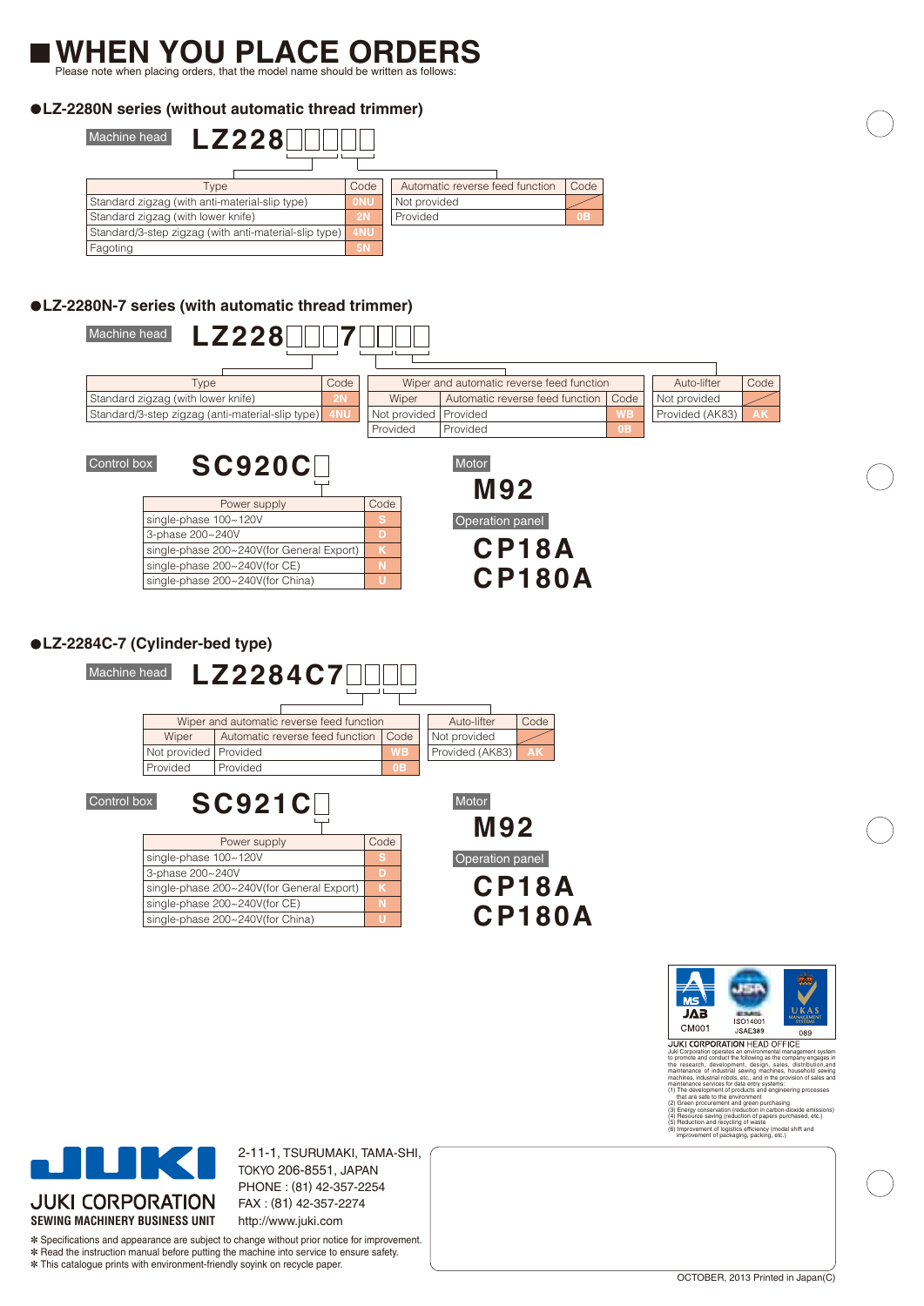# WHEN YOU PLACE ORDERS

Please note when placing orders, that the model name should be written as follows:

## ●LZ-2280N series (without automatic thread trimmer)

Machine head **LZ228□□□□□**

| Type | Code |
|---|---|
| Standard zigzag (with anti-material-slip type) | 0NU |
| Standard zigzag (with lower knife) | 2N |
| Standard/3-step zigzag (with anti-material-slip type) | 4NU |
| Fagoting | 5N |

| Automatic reverse feed function | Code |
|---|---|
| Not provided | |
| Provided | 0B |

## ●LZ-2280N-7 series (with automatic thread trimmer)

Machine head **LZ228□□□7□□□**

| Type | Code |
|---|---|
| Standard zigzag (with lower knife) | 2N |
| Standard/3-step zigzag (anti-material-slip type) | 4NU |

| Wiper and automatic reverse feed function | | |
|---|---|---|
| Wiper | Automatic reverse feed function | Code |
| Not provided | Provided | WB |
| Provided | Provided | 0B |

| Auto-lifter | Code |
|---|---|
| Not provided | |
| Provided (AK83) | AK |

Control box **SC920C□**

| Power supply | Code |
|---|---|
| single-phase 100~120V | S |
| 3-phase 200~240V | D |
| single-phase 200~240V(for General Export) | K |
| single-phase 200~240V(for CE) | N |
| single-phase 200~240V(for China) | U |

Motor **M92**

Operation panel **CP18A** **CP180A**

## ●LZ-2284C-7 (Cylinder-bed type)

Machine head **LZ2284C7□□□□**

| Wiper and automatic reverse feed function | | |
|---|---|---|
| Wiper | Automatic reverse feed function | Code |
| Not provided | Provided | WB |
| Provided | Provided | 0B |

| Auto-lifter | Code |
|---|---|
| Not provided | |
| Provided (AK83) | AK |

Control box **SC921C□**

| Power supply | Code |
|---|---|
| single-phase 100~120V | S |
| 3-phase 200~240V | D |
| single-phase 200~240V(for General Export) | K |
| single-phase 200~240V(for CE) | N |
| single-phase 200~240V(for China) | U |

Motor **M92**

Operation panel **CP18A** **CP180A**

MS JAB CM001 ISO14001 JSAE389 UKAS MANAGEMENT SYSTEMS 089

**JUKI CORPORATION HEAD OFFICE**

Juki Corporation operates an environmental management system to promote and conduct the following as the company engages in the research, development, design, sales, distribution,and maintenance of industrial sewing machines, household sewing machines, industrial robots, etc., and in the provision of sales and maintenance services for data entry systems:
(1) The development of products and engineering processes that are safe to the environment
(2) Green procurement and green purchasing
(3) Energy conservation (reduction in carbon-dioxide emissions)
(4) Resource saving (reduction of papers purchased, etc.)
(5) Reduction and recycling of waste
(6) Improvement of logistics efficiency (modal shift and improvement of packaging, packing, etc.)

**JUKI CORPORATION**
**SEWING MACHINERY BUSINESS UNIT**

2-11-1, TSURUMAKI, TAMA-SHI,
TOKYO 206-8551, JAPAN
PHONE : (81) 42-357-2254
FAX : (81) 42-357-2274
http://www.juki.com

✻ Specifications and appearance are subject to change without prior notice for improvement.
✻ Read the instruction manual before putting the machine into service to ensure safety.
✻ This catalogue prints with environment-friendly soyink on recycle paper.

OCTOBER, 2013 Printed in Japan(C)